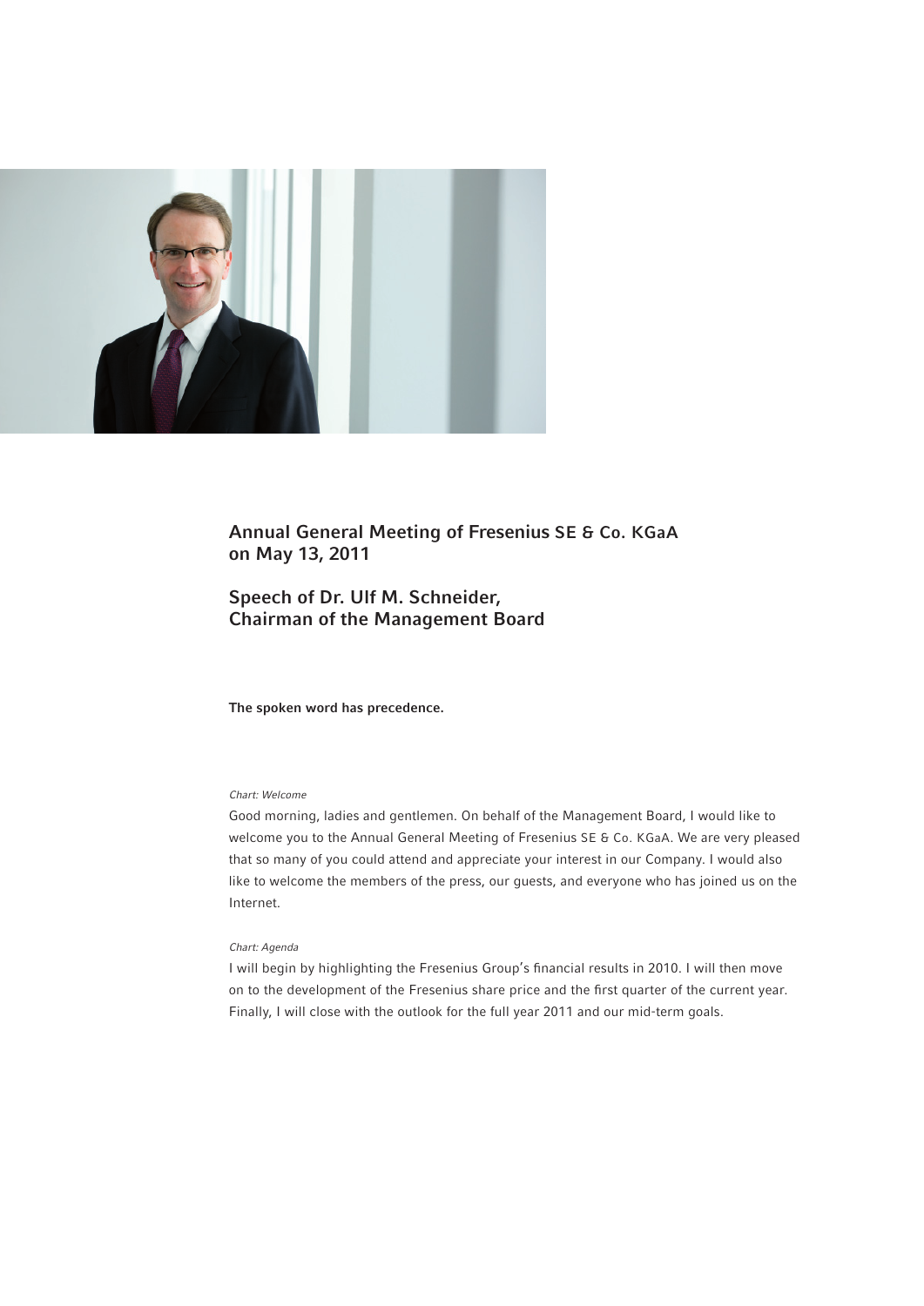# Annual General Meeting of Fresenius SE & Co. KGaA on May 13, 2011

## Speech of Dr. Ulf M. Schneider, Chairman of the Management Board

**The spoken word has precedence.**

*Chart: Welcome*

Good morning, ladies and gentlemen. On behalf of the Management Board, I would like to welcome you to the Annual General Meeting of Fresenius SE & Co. KGaA. We are very pleased that so many of you could attend and appreciate your interest in our Company. I would also like to welcome the members of the press, our guests, and everyone who has joined us on the Internet.

*Chart: Agenda*

I will begin by highlighting the Fresenius Group's financial results in 2010. I will then move on to the development of the Fresenius share price and the first quarter of the current year. Finally, I will close with the outlook for the full year 2011 and our mid-term goals.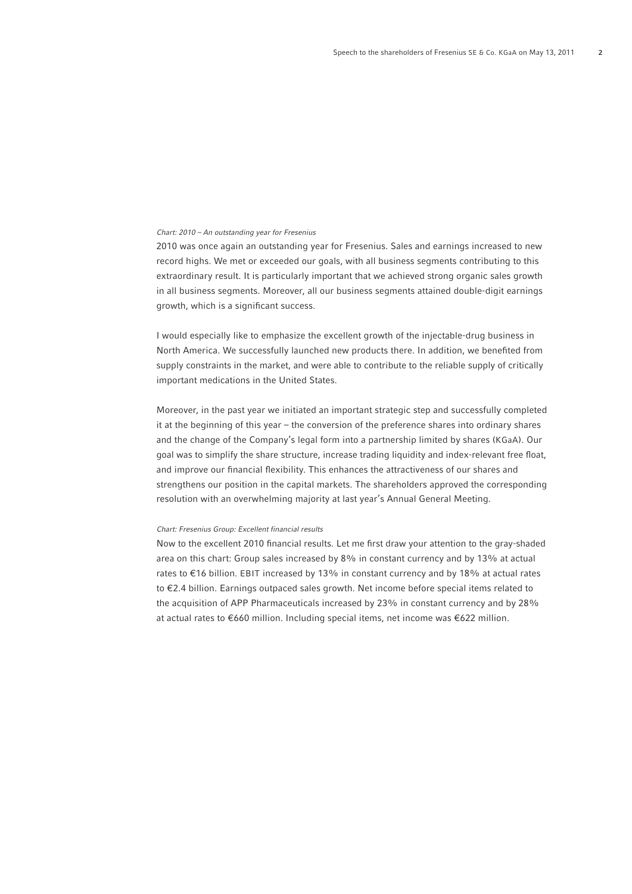*Chart: 2010 – An outstanding year for Fresenius*

2010 was once again an outstanding year for Fresenius. Sales and earnings increased to new record highs. We met or exceeded our goals, with all business segments contributing to this extraordinary result. It is particularly important that we achieved strong organic sales growth in all business segments. Moreover, all our business segments attained double-digit earnings growth, which is a significant success.

I would especially like to emphasize the excellent growth of the injectable-drug business in North America. We successfully launched new products there. In addition, we benefited from supply constraints in the market, and were able to contribute to the reliable supply of critically important medications in the United States.

Moreover, in the past year we initiated an important strategic step and successfully completed it at the beginning of this year – the conversion of the preference shares into ordinary shares and the change of the Company's legal form into a partnership limited by shares (KGaA). Our goal was to simplify the share structure, increase trading liquidity and index-relevant free float, and improve our financial flexibility. This enhances the attractiveness of our shares and strengthens our position in the capital markets. The shareholders approved the corresponding resolution with an overwhelming majority at last year's Annual General Meeting.

*Chart: Fresenius Group: Excellent financial results*

Now to the excellent 2010 financial results. Let me first draw your attention to the gray-shaded area on this chart: Group sales increased by 8% in constant currency and by 13% at actual rates to €16 billion. EBIT increased by 13% in constant currency and by 18% at actual rates to €2.4 billion. Earnings outpaced sales growth. Net income before special items related to the acquisition of APP Pharmaceuticals increased by 23% in constant currency and by 28% at actual rates to €660 million. Including special items, net income was €622 million.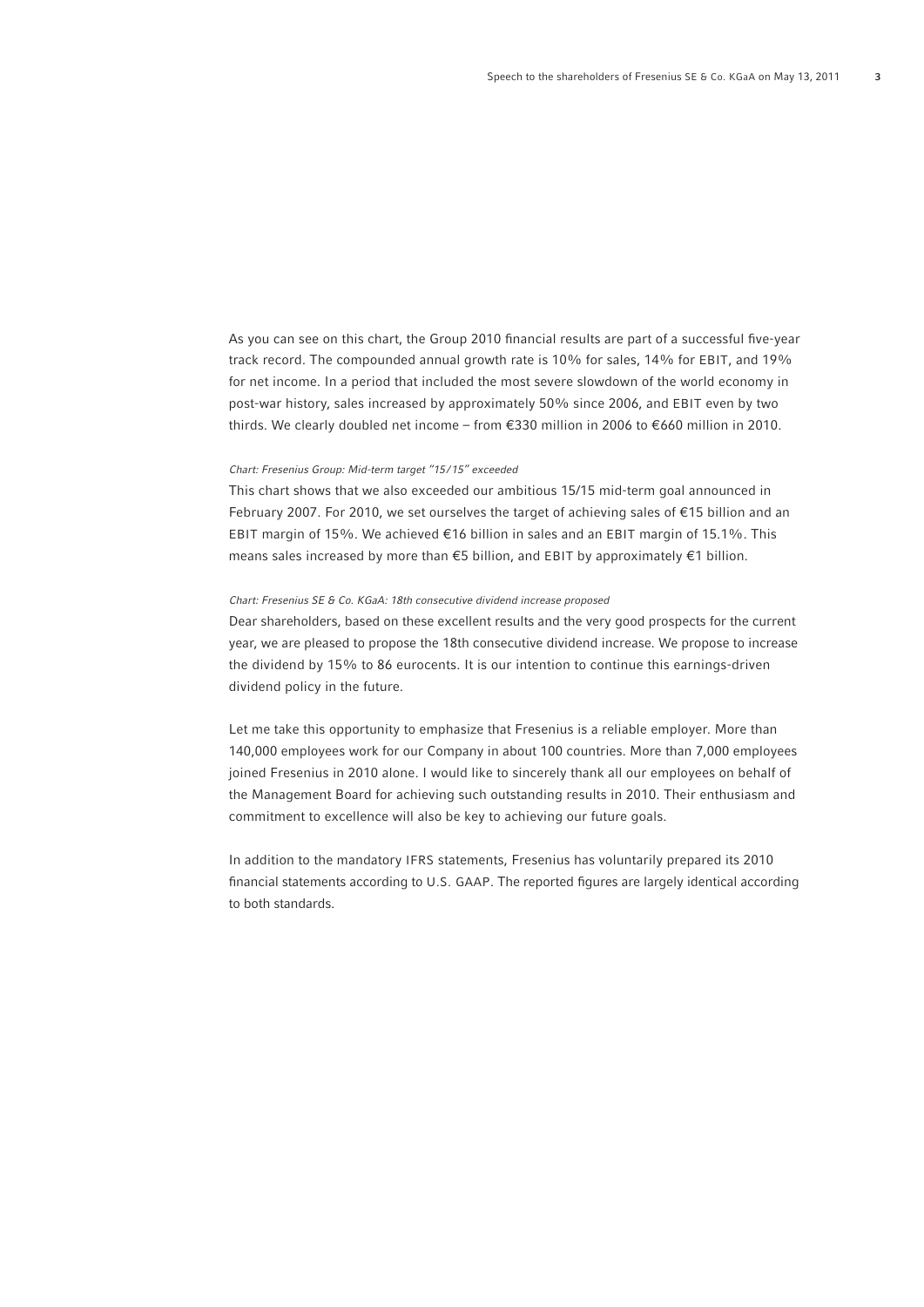As you can see on this chart, the Group 2010 financial results are part of a successful five-year track record. The compounded annual growth rate is 10% for sales, 14% for EBIT, and 19% for net income. In a period that included the most severe slowdown of the world economy in post-war history, sales increased by approximately 50% since 2006, and EBIT even by two thirds. We clearly doubled net income – from €330 million in 2006 to €660 million in 2010.

*Chart: Fresenius Group: Mid-term target "15/15" exceeded*

This chart shows that we also exceeded our ambitious 15/15 mid-term goal announced in February 2007. For 2010, we set ourselves the target of achieving sales of €15 billion and an EBIT margin of 15%. We achieved €16 billion in sales and an EBIT margin of 15.1%. This means sales increased by more than €5 billion, and EBIT by approximately €1 billion.

*Chart: Fresenius SE & Co. KGaA: 18th consecutive dividend increase proposed*

Dear shareholders, based on these excellent results and the very good prospects for the current year, we are pleased to propose the 18th consecutive dividend increase. We propose to increase the dividend by 15% to 86 eurocents. It is our intention to continue this earnings-driven dividend policy in the future.

Let me take this opportunity to emphasize that Fresenius is a reliable employer. More than 140,000 employees work for our Company in about 100 countries. More than 7,000 employees joined Fresenius in 2010 alone. I would like to sincerely thank all our employees on behalf of the Management Board for achieving such outstanding results in 2010. Their enthusiasm and commitment to excellence will also be key to achieving our future goals.

In addition to the mandatory IFRS statements, Fresenius has voluntarily prepared its 2010 financial statements according to U.S. GAAP. The reported figures are largely identical according to both standards.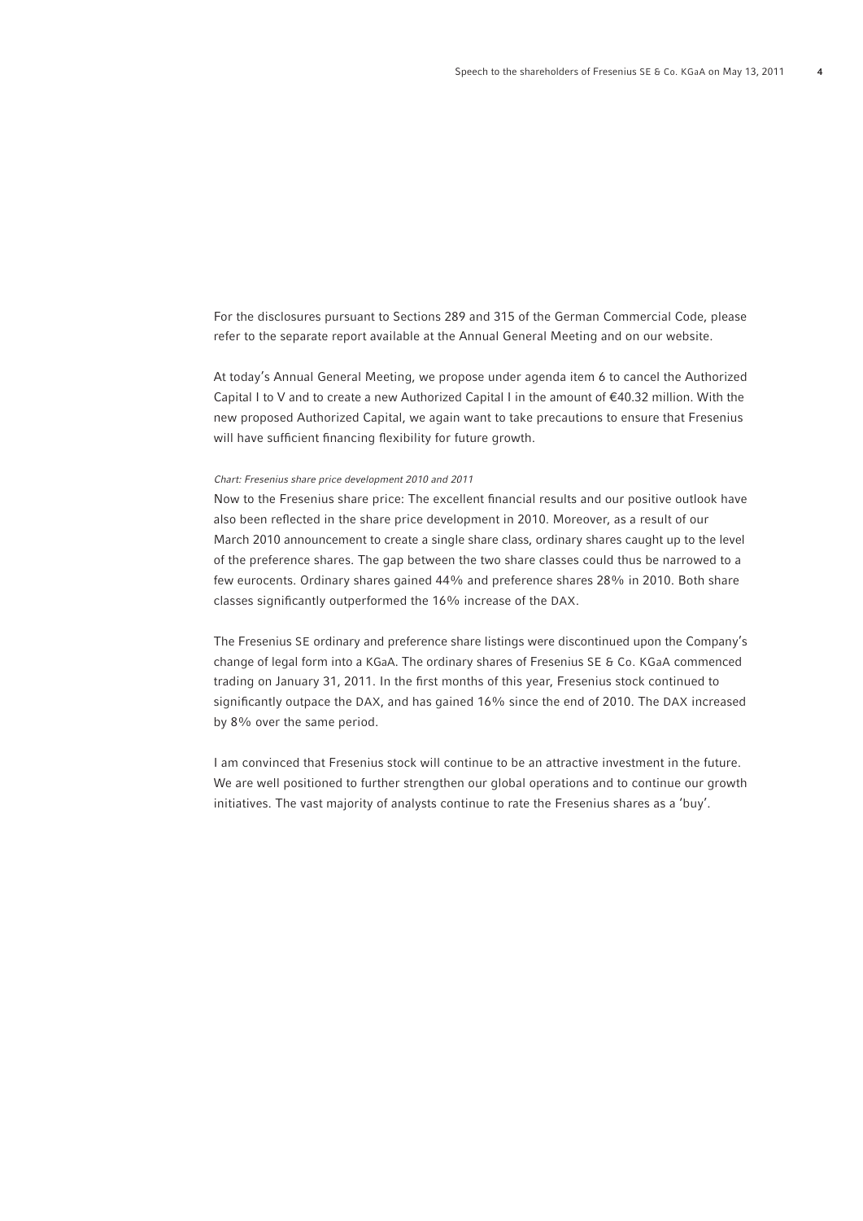For the disclosures pursuant to Sections 289 and 315 of the German Commercial Code, please refer to the separate report available at the Annual General Meeting and on our website.

At today's Annual General Meeting, we propose under agenda item 6 to cancel the Authorized Capital I to V and to create a new Authorized Capital I in the amount of €40.32 million. With the new proposed Authorized Capital, we again want to take precautions to ensure that Fresenius will have sufficient financing flexibility for future growth.

*Chart: Fresenius share price development 2010 and 2011*

Now to the Fresenius share price: The excellent financial results and our positive outlook have also been reflected in the share price development in 2010. Moreover, as a result of our March 2010 announcement to create a single share class, ordinary shares caught up to the level of the preference shares. The gap between the two share classes could thus be narrowed to a few eurocents. Ordinary shares gained 44% and preference shares 28% in 2010. Both share classes significantly outperformed the 16% increase of the DAX.

The Fresenius SE ordinary and preference share listings were discontinued upon the Company's change of legal form into a KGaA. The ordinary shares of Fresenius SE & Co. KGaA commenced trading on January 31, 2011. In the first months of this year, Fresenius stock continued to significantly outpace the DAX, and has gained 16% since the end of 2010. The DAX increased by 8% over the same period.

I am convinced that Fresenius stock will continue to be an attractive investment in the future. We are well positioned to further strengthen our global operations and to continue our growth initiatives. The vast majority of analysts continue to rate the Fresenius shares as a 'buy'.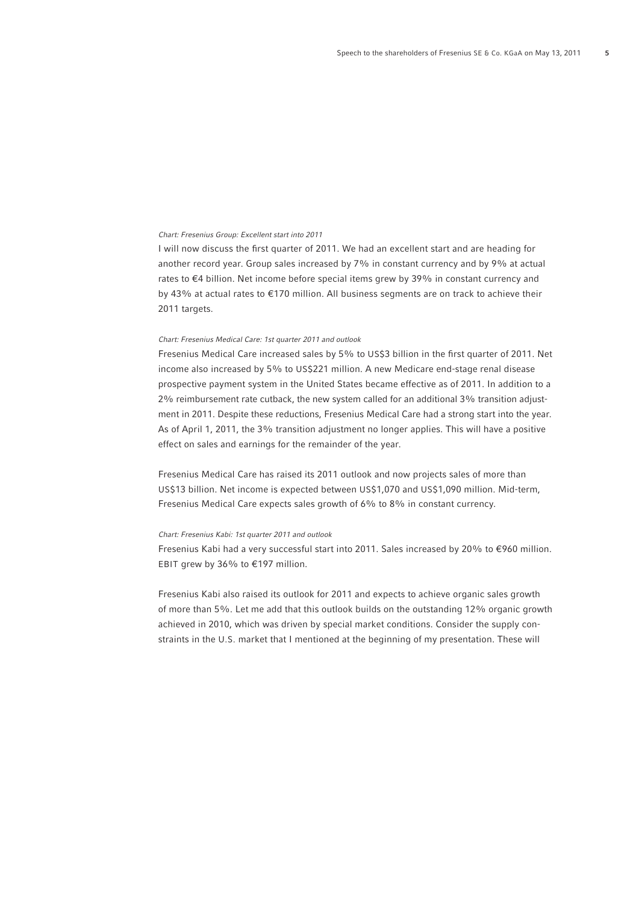*Chart: Fresenius Group: Excellent start into 2011*

I will now discuss the first quarter of 2011. We had an excellent start and are heading for another record year. Group sales increased by 7% in constant currency and by 9% at actual rates to €4 billion. Net income before special items grew by 39% in constant currency and by 43% at actual rates to €170 million. All business segments are on track to achieve their 2011 targets.

*Chart: Fresenius Medical Care: 1st quarter 2011 and outlook*

Fresenius Medical Care increased sales by 5% to US$3 billion in the first quarter of 2011. Net income also increased by 5% to US$221 million. A new Medicare end-stage renal disease prospective payment system in the United States became effective as of 2011. In addition to a 2% reimbursement rate cutback, the new system called for an additional 3% transition adjustment in 2011. Despite these reductions, Fresenius Medical Care had a strong start into the year. As of April 1, 2011, the 3% transition adjustment no longer applies. This will have a positive effect on sales and earnings for the remainder of the year.

Fresenius Medical Care has raised its 2011 outlook and now projects sales of more than US$13 billion. Net income is expected between US$1,070 and US$1,090 million. Mid-term, Fresenius Medical Care expects sales growth of 6% to 8% in constant currency.

*Chart: Fresenius Kabi: 1st quarter 2011 and outlook*

Fresenius Kabi had a very successful start into 2011. Sales increased by 20% to €960 million. EBIT grew by 36% to €197 million.

Fresenius Kabi also raised its outlook for 2011 and expects to achieve organic sales growth of more than 5%. Let me add that this outlook builds on the outstanding 12% organic growth achieved in 2010, which was driven by special market conditions. Consider the supply constraints in the U.S. market that I mentioned at the beginning of my presentation. These will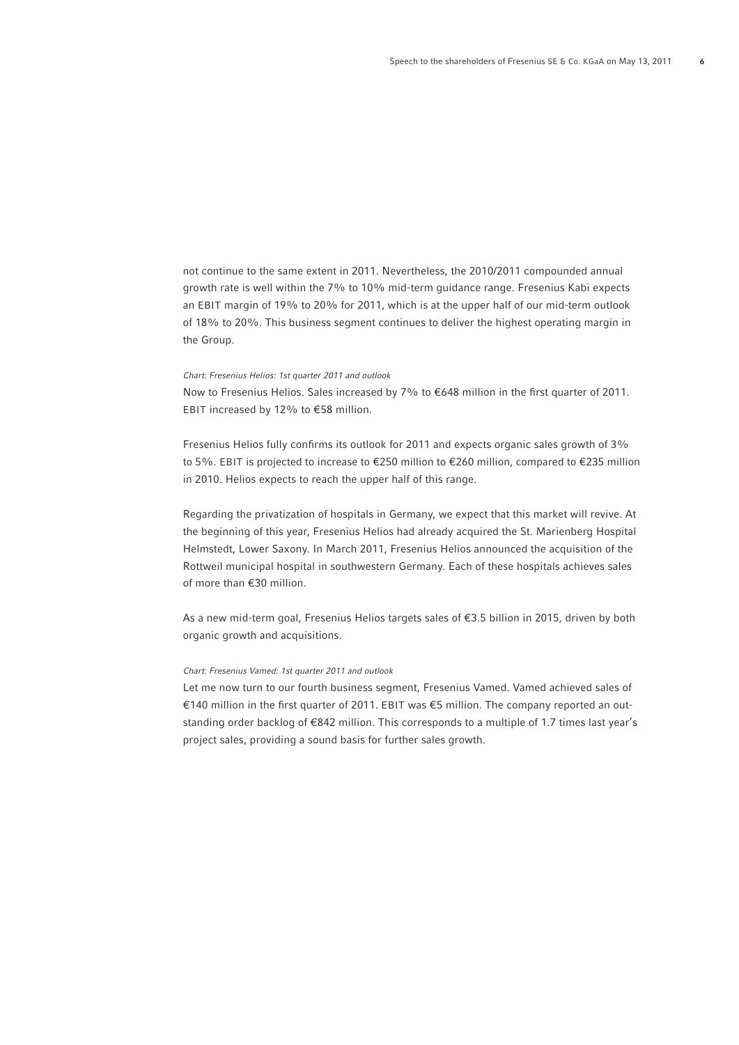not continue to the same extent in 2011. Nevertheless, the 2010/2011 compounded annual growth rate is well within the 7% to 10% mid-term guidance range. Fresenius Kabi expects an EBIT margin of 19% to 20% for 2011, which is at the upper half of our mid-term outlook of 18% to 20%. This business segment continues to deliver the highest operating margin in the Group.

*Chart: Fresenius Helios: 1st quarter 2011 and outlook*

Now to Fresenius Helios. Sales increased by 7% to €648 million in the first quarter of 2011. EBIT increased by 12% to €58 million.

Fresenius Helios fully confirms its outlook for 2011 and expects organic sales growth of 3% to 5%. EBIT is projected to increase to €250 million to €260 million, compared to €235 million in 2010. Helios expects to reach the upper half of this range.

Regarding the privatization of hospitals in Germany, we expect that this market will revive. At the beginning of this year, Fresenius Helios had already acquired the St. Marienberg Hospital Helmstedt, Lower Saxony. In March 2011, Fresenius Helios announced the acquisition of the Rottweil municipal hospital in southwestern Germany. Each of these hospitals achieves sales of more than €30 million.

As a new mid-term goal, Fresenius Helios targets sales of €3.5 billion in 2015, driven by both organic growth and acquisitions.

*Chart: Fresenius Vamed: 1st quarter 2011 and outlook*

Let me now turn to our fourth business segment, Fresenius Vamed. Vamed achieved sales of €140 million in the first quarter of 2011. EBIT was €5 million. The company reported an outstanding order backlog of €842 million. This corresponds to a multiple of 1.7 times last year's project sales, providing a sound basis for further sales growth.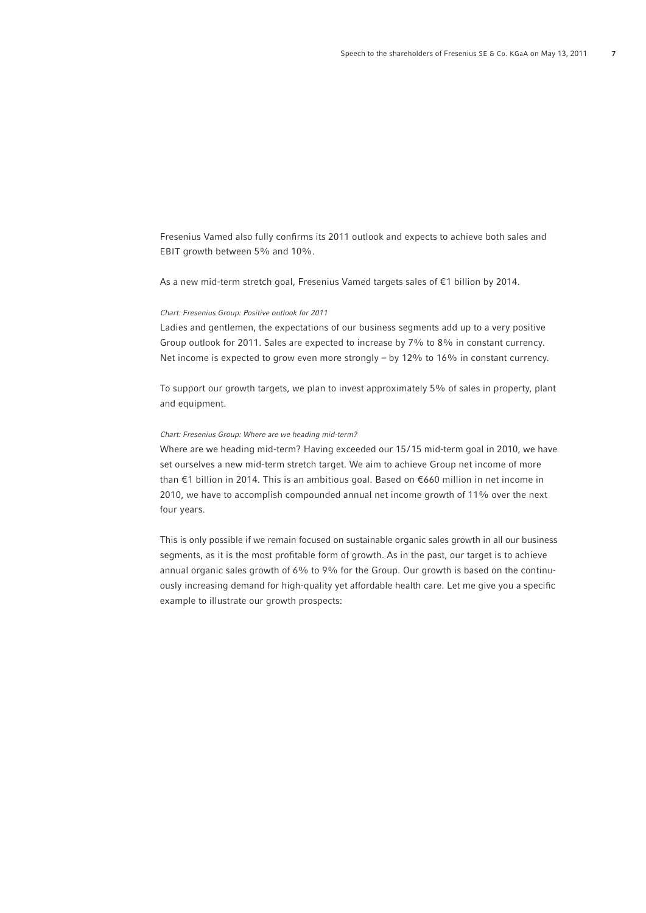Fresenius Vamed also fully confirms its 2011 outlook and expects to achieve both sales and EBIT growth between 5% and 10%.

As a new mid-term stretch goal, Fresenius Vamed targets sales of €1 billion by 2014.

*Chart: Fresenius Group: Positive outlook for 2011*

Ladies and gentlemen, the expectations of our business segments add up to a very positive Group outlook for 2011. Sales are expected to increase by 7% to 8% in constant currency. Net income is expected to grow even more strongly – by 12% to 16% in constant currency.

To support our growth targets, we plan to invest approximately 5% of sales in property, plant and equipment.

*Chart: Fresenius Group: Where are we heading mid-term?*

Where are we heading mid-term? Having exceeded our 15/15 mid-term goal in 2010, we have set ourselves a new mid-term stretch target. We aim to achieve Group net income of more than €1 billion in 2014. This is an ambitious goal. Based on €660 million in net income in 2010, we have to accomplish compounded annual net income growth of 11% over the next four years.

This is only possible if we remain focused on sustainable organic sales growth in all our business segments, as it is the most profitable form of growth. As in the past, our target is to achieve annual organic sales growth of 6% to 9% for the Group. Our growth is based on the continuously increasing demand for high-quality yet affordable health care. Let me give you a specific example to illustrate our growth prospects: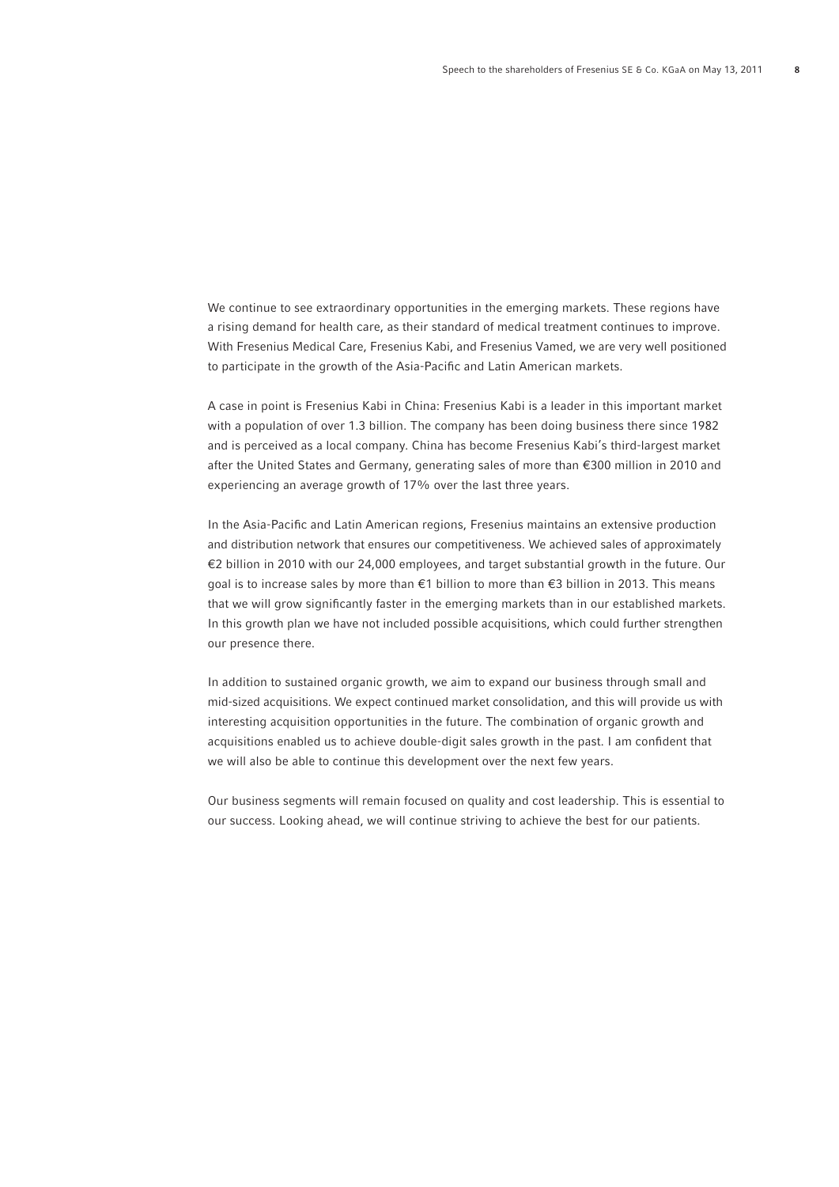We continue to see extraordinary opportunities in the emerging markets. These regions have a rising demand for health care, as their standard of medical treatment continues to improve. With Fresenius Medical Care, Fresenius Kabi, and Fresenius Vamed, we are very well positioned to participate in the growth of the Asia-Pacific and Latin American markets.

A case in point is Fresenius Kabi in China: Fresenius Kabi is a leader in this important market with a population of over 1.3 billion. The company has been doing business there since 1982 and is perceived as a local company. China has become Fresenius Kabi's third-largest market after the United States and Germany, generating sales of more than €300 million in 2010 and experiencing an average growth of 17% over the last three years.

In the Asia-Pacific and Latin American regions, Fresenius maintains an extensive production and distribution network that ensures our competitiveness. We achieved sales of approximately €2 billion in 2010 with our 24,000 employees, and target substantial growth in the future. Our goal is to increase sales by more than €1 billion to more than €3 billion in 2013. This means that we will grow significantly faster in the emerging markets than in our established markets. In this growth plan we have not included possible acquisitions, which could further strengthen our presence there.

In addition to sustained organic growth, we aim to expand our business through small and mid-sized acquisitions. We expect continued market consolidation, and this will provide us with interesting acquisition opportunities in the future. The combination of organic growth and acquisitions enabled us to achieve double-digit sales growth in the past. I am confident that we will also be able to continue this development over the next few years.

Our business segments will remain focused on quality and cost leadership. This is essential to our success. Looking ahead, we will continue striving to achieve the best for our patients.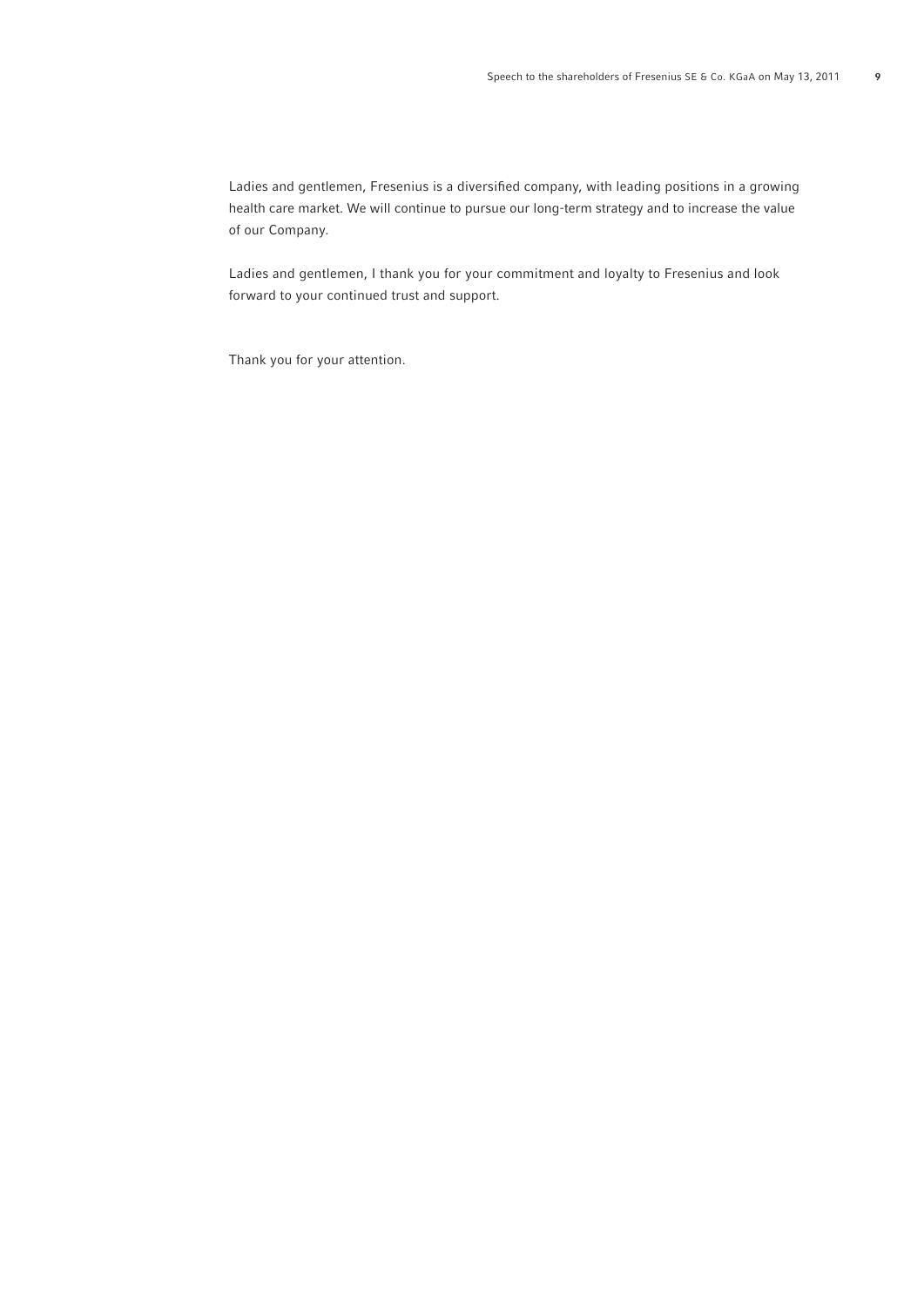Ladies and gentlemen, Fresenius is a diversified company, with leading positions in a growing health care market. We will continue to pursue our long-term strategy and to increase the value of our Company.

Ladies and gentlemen, I thank you for your commitment and loyalty to Fresenius and look forward to your continued trust and support.

Thank you for your attention.